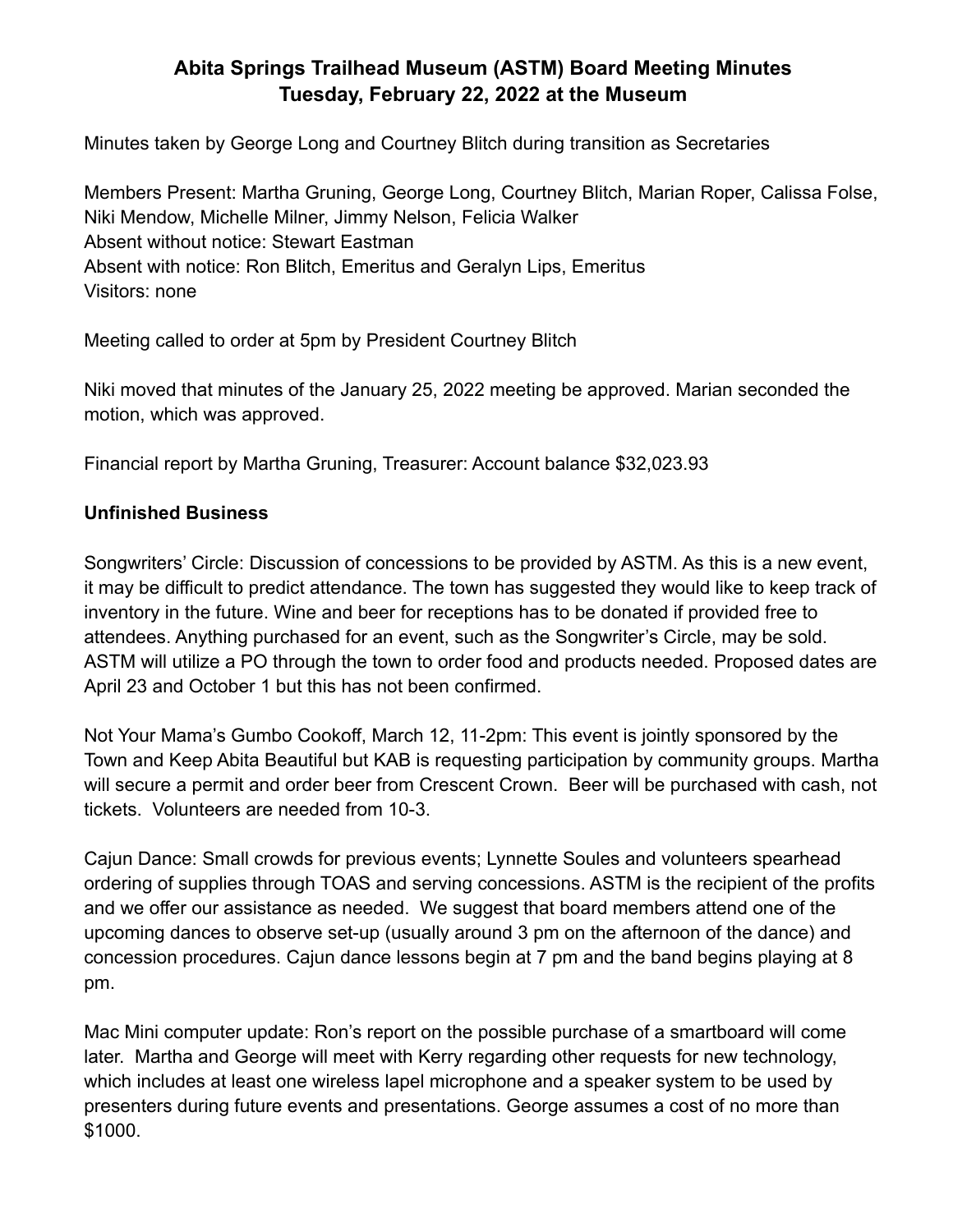# Abita Springs Trailhead Museum (ASTM) Board Meeting Minutes
# Tuesday, February 22, 2022 at the Museum

Minutes taken by George Long and Courtney Blitch during transition as Secretaries

Members Present: Martha Gruning, George Long, Courtney Blitch, Marian Roper, Calissa Folse, Niki Mendow, Michelle Milner, Jimmy Nelson, Felicia Walker
Absent without notice: Stewart Eastman
Absent with notice: Ron Blitch, Emeritus and Geralyn Lips, Emeritus
Visitors: none

Meeting called to order at 5pm by President Courtney Blitch

Niki moved that minutes of the January 25, 2022 meeting be approved. Marian seconded the motion, which was approved.

Financial report by Martha Gruning, Treasurer: Account balance $32,023.93

## Unfinished Business

Songwriters' Circle: Discussion of concessions to be provided by ASTM. As this is a new event, it may be difficult to predict attendance. The town has suggested they would like to keep track of inventory in the future. Wine and beer for receptions has to be donated if provided free to attendees. Anything purchased for an event, such as the Songwriter's Circle, may be sold. ASTM will utilize a PO through the town to order food and products needed. Proposed dates are April 23 and October 1 but this has not been confirmed.

Not Your Mama's Gumbo Cookoff, March 12, 11-2pm: This event is jointly sponsored by the Town and Keep Abita Beautiful but KAB is requesting participation by community groups. Martha will secure a permit and order beer from Crescent Crown. Beer will be purchased with cash, not tickets. Volunteers are needed from 10-3.

Cajun Dance: Small crowds for previous events; Lynnette Soules and volunteers spearhead ordering of supplies through TOAS and serving concessions. ASTM is the recipient of the profits and we offer our assistance as needed. We suggest that board members attend one of the upcoming dances to observe set-up (usually around 3 pm on the afternoon of the dance) and concession procedures. Cajun dance lessons begin at 7 pm and the band begins playing at 8 pm.

Mac Mini computer update: Ron's report on the possible purchase of a smartboard will come later. Martha and George will meet with Kerry regarding other requests for new technology, which includes at least one wireless lapel microphone and a speaker system to be used by presenters during future events and presentations. George assumes a cost of no more than $1000.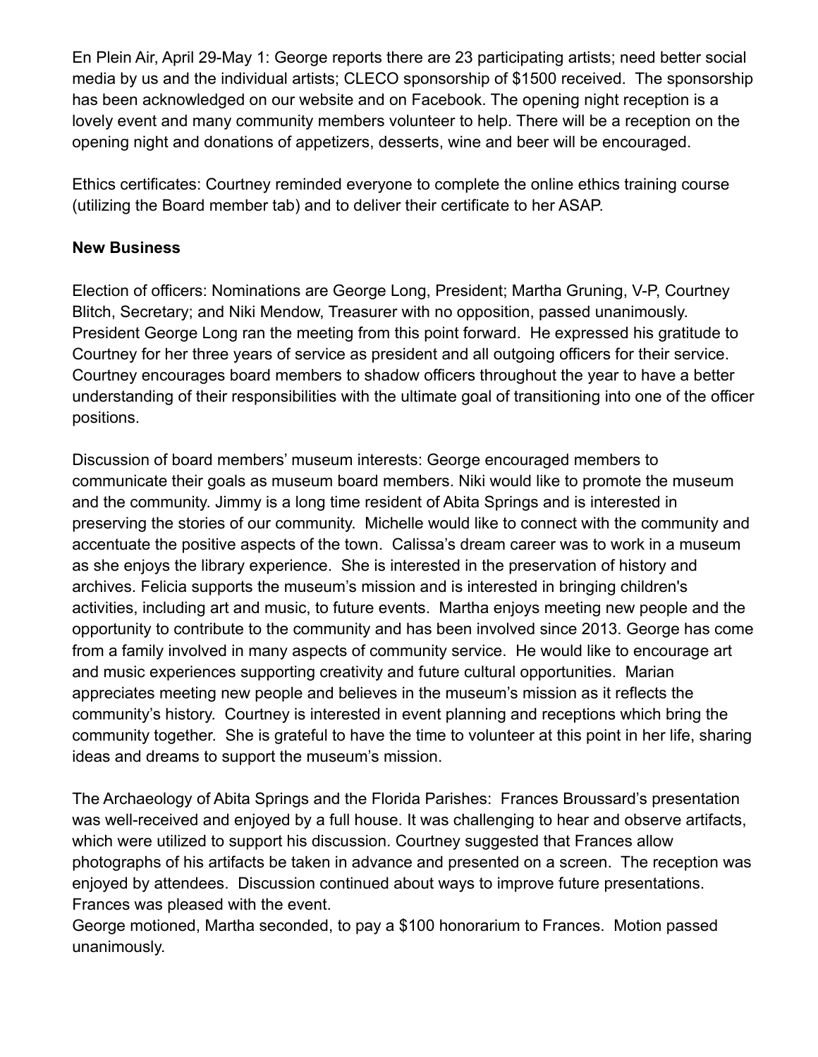En Plein Air, April 29-May 1: George reports there are 23 participating artists; need better social media by us and the individual artists; CLECO sponsorship of $1500 received. The sponsorship has been acknowledged on our website and on Facebook. The opening night reception is a lovely event and many community members volunteer to help. There will be a reception on the opening night and donations of appetizers, desserts, wine and beer will be encouraged.

Ethics certificates: Courtney reminded everyone to complete the online ethics training course (utilizing the Board member tab) and to deliver their certificate to her ASAP.

**New Business**

Election of officers: Nominations are George Long, President; Martha Gruning, V-P, Courtney Blitch, Secretary; and Niki Mendow, Treasurer with no opposition, passed unanimously. President George Long ran the meeting from this point forward. He expressed his gratitude to Courtney for her three years of service as president and all outgoing officers for their service. Courtney encourages board members to shadow officers throughout the year to have a better understanding of their responsibilities with the ultimate goal of transitioning into one of the officer positions.

Discussion of board members' museum interests: George encouraged members to communicate their goals as museum board members. Niki would like to promote the museum and the community. Jimmy is a long time resident of Abita Springs and is interested in preserving the stories of our community. Michelle would like to connect with the community and accentuate the positive aspects of the town. Calissa's dream career was to work in a museum as she enjoys the library experience. She is interested in the preservation of history and archives. Felicia supports the museum's mission and is interested in bringing children's activities, including art and music, to future events. Martha enjoys meeting new people and the opportunity to contribute to the community and has been involved since 2013. George has come from a family involved in many aspects of community service. He would like to encourage art and music experiences supporting creativity and future cultural opportunities. Marian appreciates meeting new people and believes in the museum's mission as it reflects the community's history. Courtney is interested in event planning and receptions which bring the community together. She is grateful to have the time to volunteer at this point in her life, sharing ideas and dreams to support the museum's mission.

The Archaeology of Abita Springs and the Florida Parishes: Frances Broussard's presentation was well-received and enjoyed by a full house. It was challenging to hear and observe artifacts, which were utilized to support his discussion. Courtney suggested that Frances allow photographs of his artifacts be taken in advance and presented on a screen. The reception was enjoyed by attendees. Discussion continued about ways to improve future presentations. Frances was pleased with the event.
George motioned, Martha seconded, to pay a $100 honorarium to Frances. Motion passed unanimously.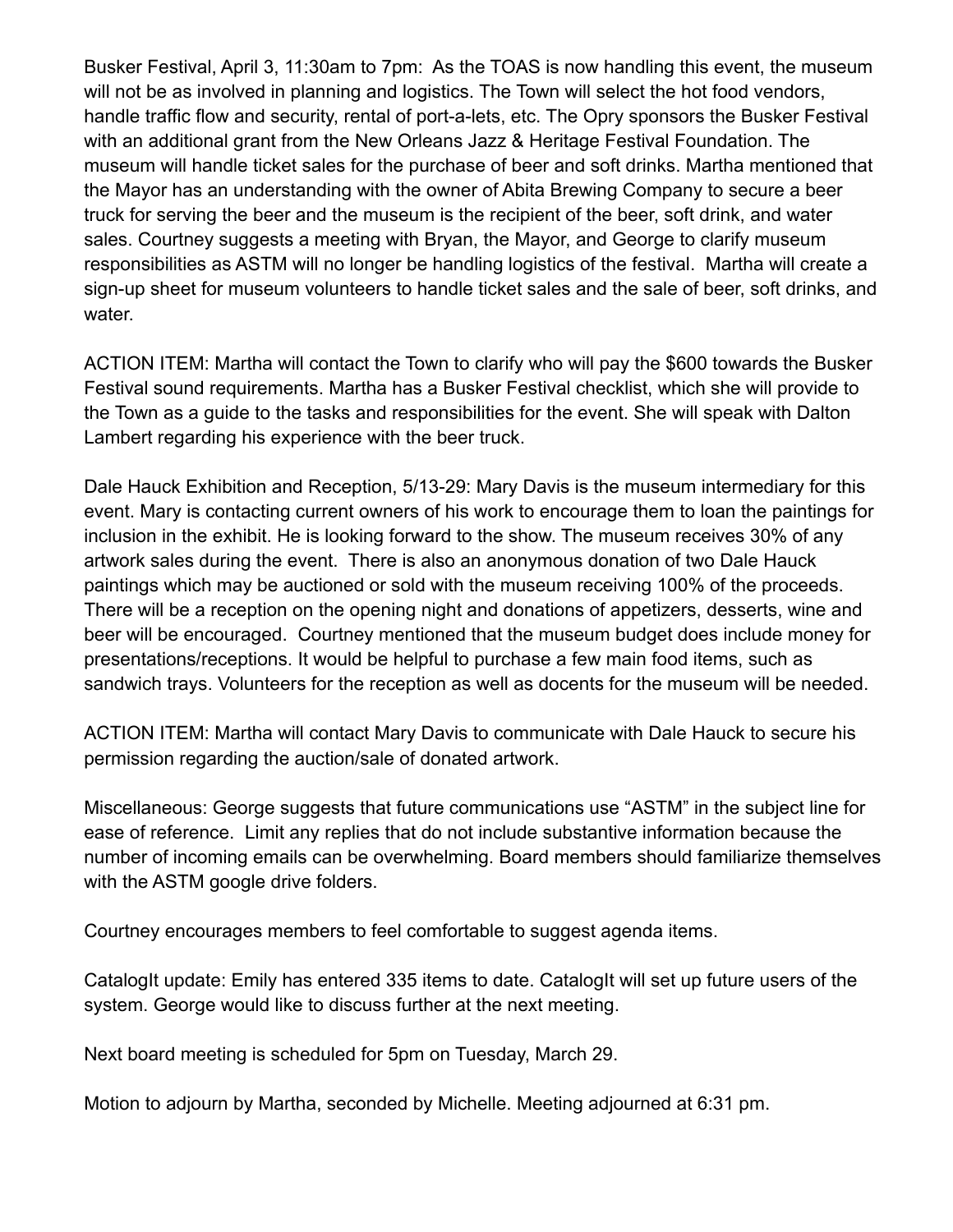Busker Festival, April 3, 11:30am to 7pm: As the TOAS is now handling this event, the museum will not be as involved in planning and logistics. The Town will select the hot food vendors, handle traffic flow and security, rental of port-a-lets, etc. The Opry sponsors the Busker Festival with an additional grant from the New Orleans Jazz & Heritage Festival Foundation. The museum will handle ticket sales for the purchase of beer and soft drinks. Martha mentioned that the Mayor has an understanding with the owner of Abita Brewing Company to secure a beer truck for serving the beer and the museum is the recipient of the beer, soft drink, and water sales. Courtney suggests a meeting with Bryan, the Mayor, and George to clarify museum responsibilities as ASTM will no longer be handling logistics of the festival. Martha will create a sign-up sheet for museum volunteers to handle ticket sales and the sale of beer, soft drinks, and water.

ACTION ITEM: Martha will contact the Town to clarify who will pay the $600 towards the Busker Festival sound requirements. Martha has a Busker Festival checklist, which she will provide to the Town as a guide to the tasks and responsibilities for the event. She will speak with Dalton Lambert regarding his experience with the beer truck.

Dale Hauck Exhibition and Reception, 5/13-29: Mary Davis is the museum intermediary for this event. Mary is contacting current owners of his work to encourage them to loan the paintings for inclusion in the exhibit. He is looking forward to the show. The museum receives 30% of any artwork sales during the event. There is also an anonymous donation of two Dale Hauck paintings which may be auctioned or sold with the museum receiving 100% of the proceeds. There will be a reception on the opening night and donations of appetizers, desserts, wine and beer will be encouraged. Courtney mentioned that the museum budget does include money for presentations/receptions. It would be helpful to purchase a few main food items, such as sandwich trays. Volunteers for the reception as well as docents for the museum will be needed.

ACTION ITEM: Martha will contact Mary Davis to communicate with Dale Hauck to secure his permission regarding the auction/sale of donated artwork.

Miscellaneous: George suggests that future communications use "ASTM" in the subject line for ease of reference. Limit any replies that do not include substantive information because the number of incoming emails can be overwhelming. Board members should familiarize themselves with the ASTM google drive folders.

Courtney encourages members to feel comfortable to suggest agenda items.

CatalogIt update: Emily has entered 335 items to date. CatalogIt will set up future users of the system. George would like to discuss further at the next meeting.

Next board meeting is scheduled for 5pm on Tuesday, March 29.

Motion to adjourn by Martha, seconded by Michelle. Meeting adjourned at 6:31 pm.